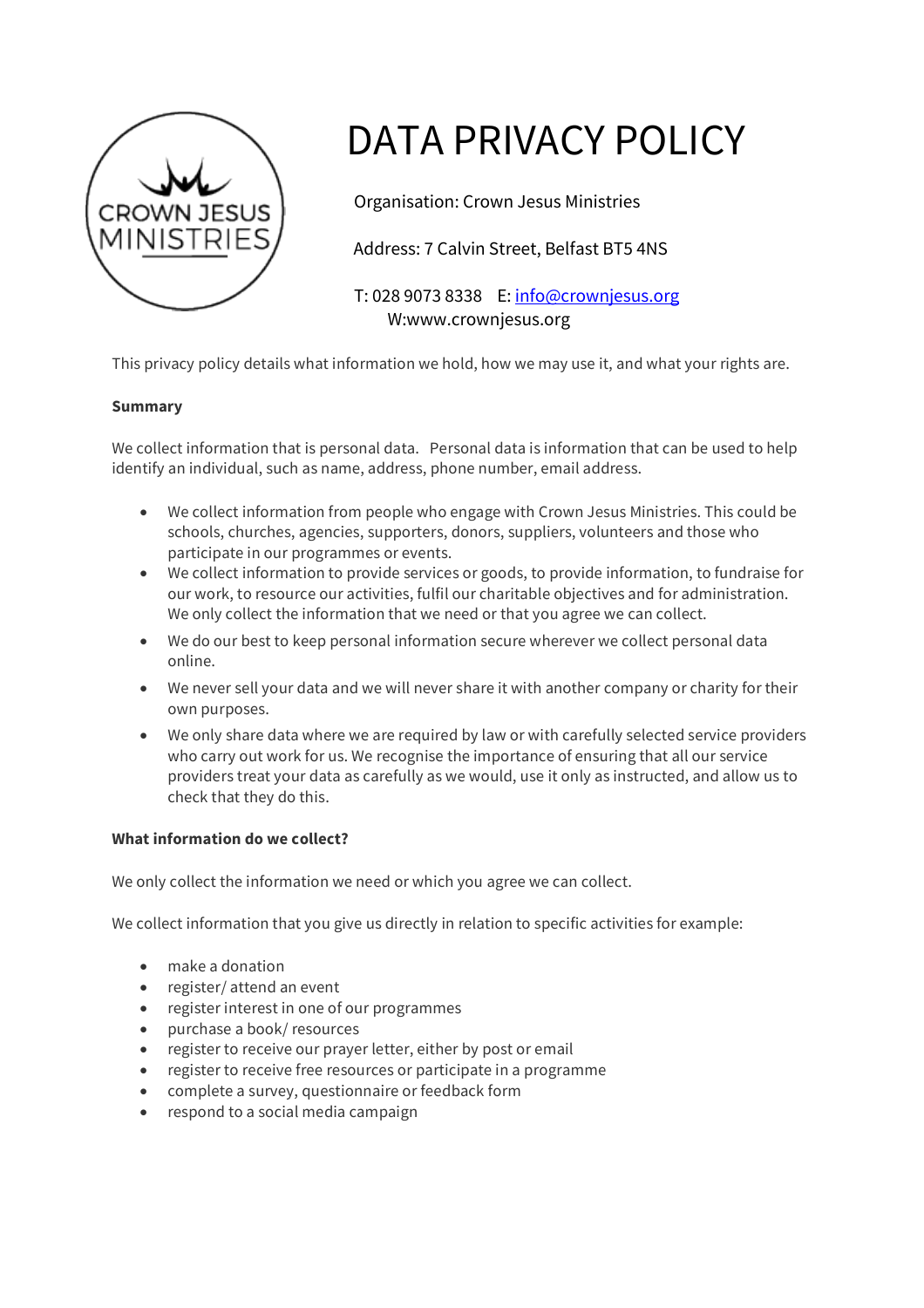# DATA PRIVACY POLICY

Organisation: Crown Jesus Ministries

Address: 7 Calvin Street, Belfast BT5 4NS

T: 028 9073 8338 E: info@crownjesus.org
W:www.crownjesus.org

This privacy policy details what information we hold, how we may use it, and what your rights are.

**Summary**

We collect information that is personal data. Personal data is information that can be used to help identify an individual, such as name, address, phone number, email address.

- We collect information from people who engage with Crown Jesus Ministries. This could be schools, churches, agencies, supporters, donors, suppliers, volunteers and those who participate in our programmes or events.
- We collect information to provide services or goods, to provide information, to fundraise for our work, to resource our activities, fulfil our charitable objectives and for administration. We only collect the information that we need or that you agree we can collect.
- We do our best to keep personal information secure wherever we collect personal data online.
- We never sell your data and we will never share it with another company or charity for their own purposes.
- We only share data where we are required by law or with carefully selected service providers who carry out work for us. We recognise the importance of ensuring that all our service providers treat your data as carefully as we would, use it only as instructed, and allow us to check that they do this.

**What information do we collect?**

We only collect the information we need or which you agree we can collect.

We collect information that you give us directly in relation to specific activities for example:

- make a donation
- register/ attend an event
- register interest in one of our programmes
- purchase a book/ resources
- register to receive our prayer letter, either by post or email
- register to receive free resources or participate in a programme
- complete a survey, questionnaire or feedback form
- respond to a social media campaign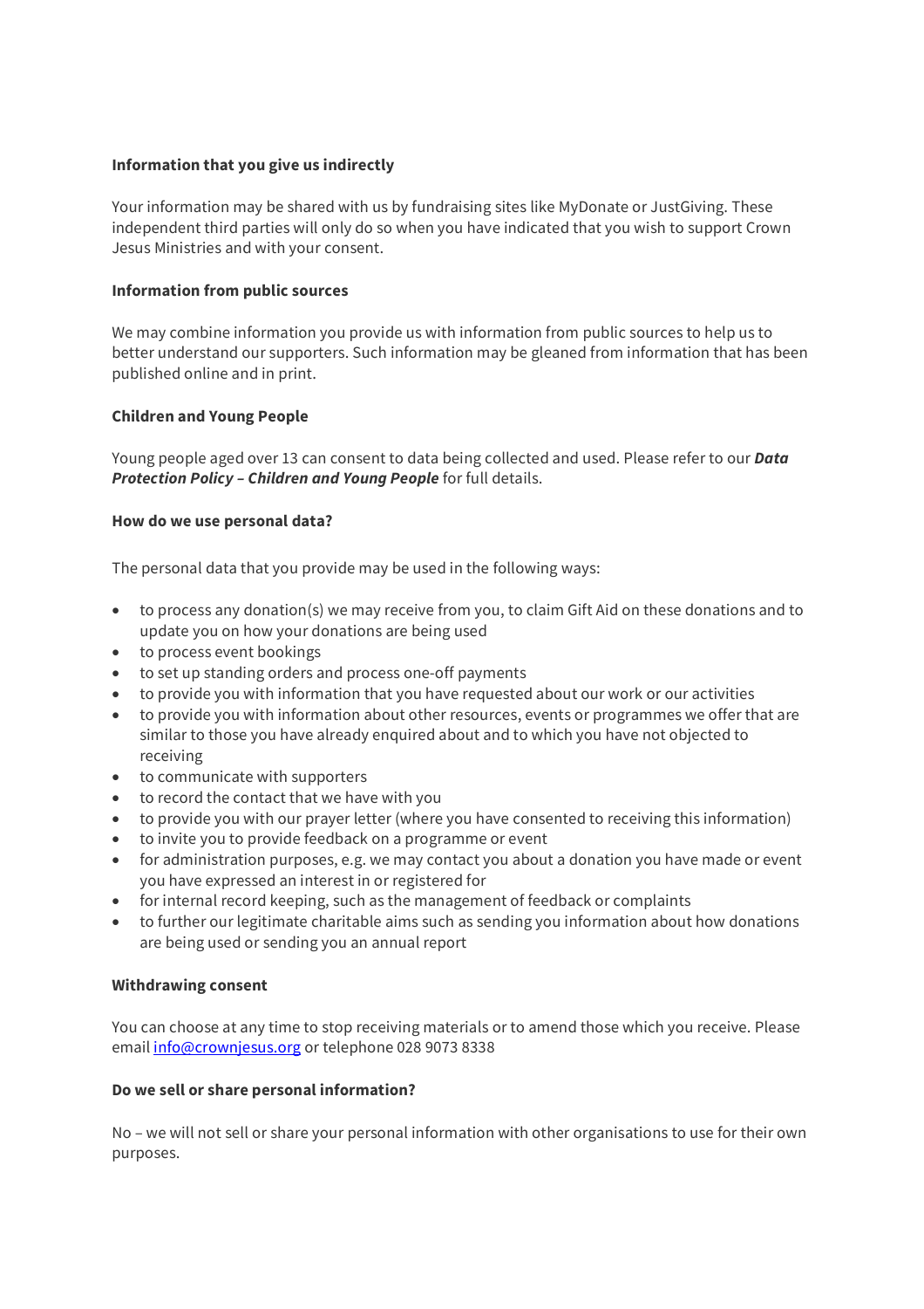**Information that you give us indirectly**

Your information may be shared with us by fundraising sites like MyDonate or JustGiving. These independent third parties will only do so when you have indicated that you wish to support Crown Jesus Ministries and with your consent.

**Information from public sources**

We may combine information you provide us with information from public sources to help us to better understand our supporters. Such information may be gleaned from information that has been published online and in print.

**Children and Young People**

Young people aged over 13 can consent to data being collected and used. Please refer to our ***Data Protection Policy – Children and Young People*** for full details.

**How do we use personal data?**

The personal data that you provide may be used in the following ways:

- to process any donation(s) we may receive from you, to claim Gift Aid on these donations and to update you on how your donations are being used
- to process event bookings
- to set up standing orders and process one-off payments
- to provide you with information that you have requested about our work or our activities
- to provide you with information about other resources, events or programmes we offer that are similar to those you have already enquired about and to which you have not objected to receiving
- to communicate with supporters
- to record the contact that we have with you
- to provide you with our prayer letter (where you have consented to receiving this information)
- to invite you to provide feedback on a programme or event
- for administration purposes, e.g. we may contact you about a donation you have made or event you have expressed an interest in or registered for
- for internal record keeping, such as the management of feedback or complaints
- to further our legitimate charitable aims such as sending you information about how donations are being used or sending you an annual report

**Withdrawing consent**

You can choose at any time to stop receiving materials or to amend those which you receive. Please email info@crownjesus.org or telephone 028 9073 8338

**Do we sell or share personal information?**

No – we will not sell or share your personal information with other organisations to use for their own purposes.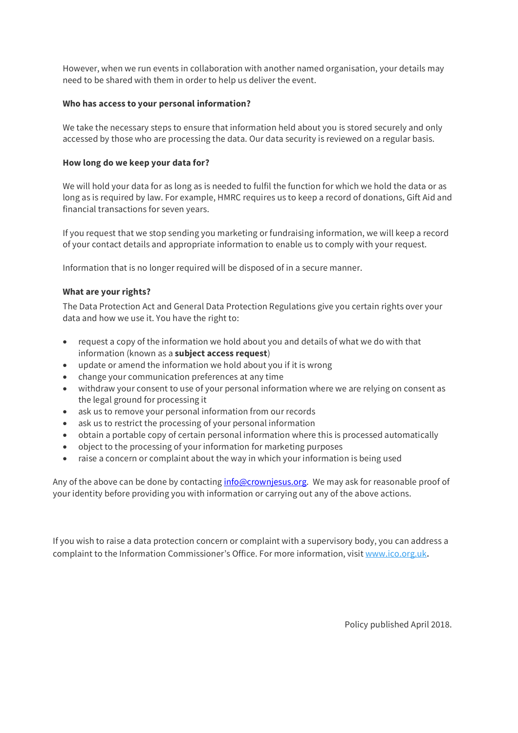However, when we run events in collaboration with another named organisation, your details may need to be shared with them in order to help us deliver the event.

**Who has access to your personal information?**

We take the necessary steps to ensure that information held about you is stored securely and only accessed by those who are processing the data. Our data security is reviewed on a regular basis.

**How long do we keep your data for?**

We will hold your data for as long as is needed to fulfil the function for which we hold the data or as long as is required by law. For example, HMRC requires us to keep a record of donations, Gift Aid and financial transactions for seven years.

If you request that we stop sending you marketing or fundraising information, we will keep a record of your contact details and appropriate information to enable us to comply with your request.

Information that is no longer required will be disposed of in a secure manner.

**What are your rights?**

The Data Protection Act and General Data Protection Regulations give you certain rights over your data and how we use it. You have the right to:

- request a copy of the information we hold about you and details of what we do with that information (known as a **subject access request**)
- update or amend the information we hold about you if it is wrong
- change your communication preferences at any time
- withdraw your consent to use of your personal information where we are relying on consent as the legal ground for processing it
- ask us to remove your personal information from our records
- ask us to restrict the processing of your personal information
- obtain a portable copy of certain personal information where this is processed automatically
- object to the processing of your information for marketing purposes
- raise a concern or complaint about the way in which your information is being used

Any of the above can be done by contacting info@crownjesus.org. We may ask for reasonable proof of your identity before providing you with information or carrying out any of the above actions.

If you wish to raise a data protection concern or complaint with a supervisory body, you can address a complaint to the Information Commissioner's Office. For more information, visit www.ico.org.uk.

Policy published April 2018.